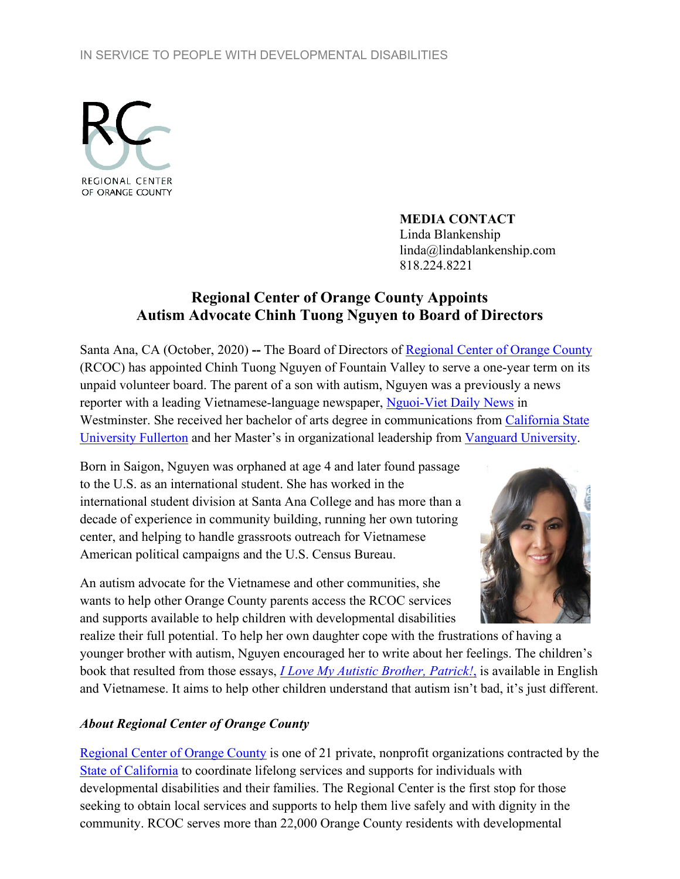IN SERVICE TO PEOPLE WITH DEVELOPMENTAL DISABILITIES

REGIONAL CENTER OF ORANGE COUNTY

**MEDIA CONTACT**
Linda Blankenship
linda@lindablankenship.com
818.224.8221

# Regional Center of Orange County Appoints Autism Advocate Chinh Tuong Nguyen to Board of Directors

Santa Ana, CA (October, 2020) **--** The Board of Directors of Regional Center of Orange County (RCOC) has appointed Chinh Tuong Nguyen of Fountain Valley to serve a one-year term on its unpaid volunteer board. The parent of a son with autism, Nguyen was a previously a news reporter with a leading Vietnamese-language newspaper, Nguoi-Viet Daily News in Westminster. She received her bachelor of arts degree in communications from California State University Fullerton and her Master's in organizational leadership from Vanguard University.

Born in Saigon, Nguyen was orphaned at age 4 and later found passage to the U.S. as an international student. She has worked in the international student division at Santa Ana College and has more than a decade of experience in community building, running her own tutoring center, and helping to handle grassroots outreach for Vietnamese American political campaigns and the U.S. Census Bureau.

An autism advocate for the Vietnamese and other communities, she wants to help other Orange County parents access the RCOC services and supports available to help children with developmental disabilities realize their full potential. To help her own daughter cope with the frustrations of having a younger brother with autism, Nguyen encouraged her to write about her feelings. The children's book that resulted from those essays, *I Love My Autistic Brother, Patrick!*, is available in English and Vietnamese. It aims to help other children understand that autism isn't bad, it's just different.

***About Regional Center of Orange County***

Regional Center of Orange County is one of 21 private, nonprofit organizations contracted by the State of California to coordinate lifelong services and supports for individuals with developmental disabilities and their families. The Regional Center is the first stop for those seeking to obtain local services and supports to help them live safely and with dignity in the community. RCOC serves more than 22,000 Orange County residents with developmental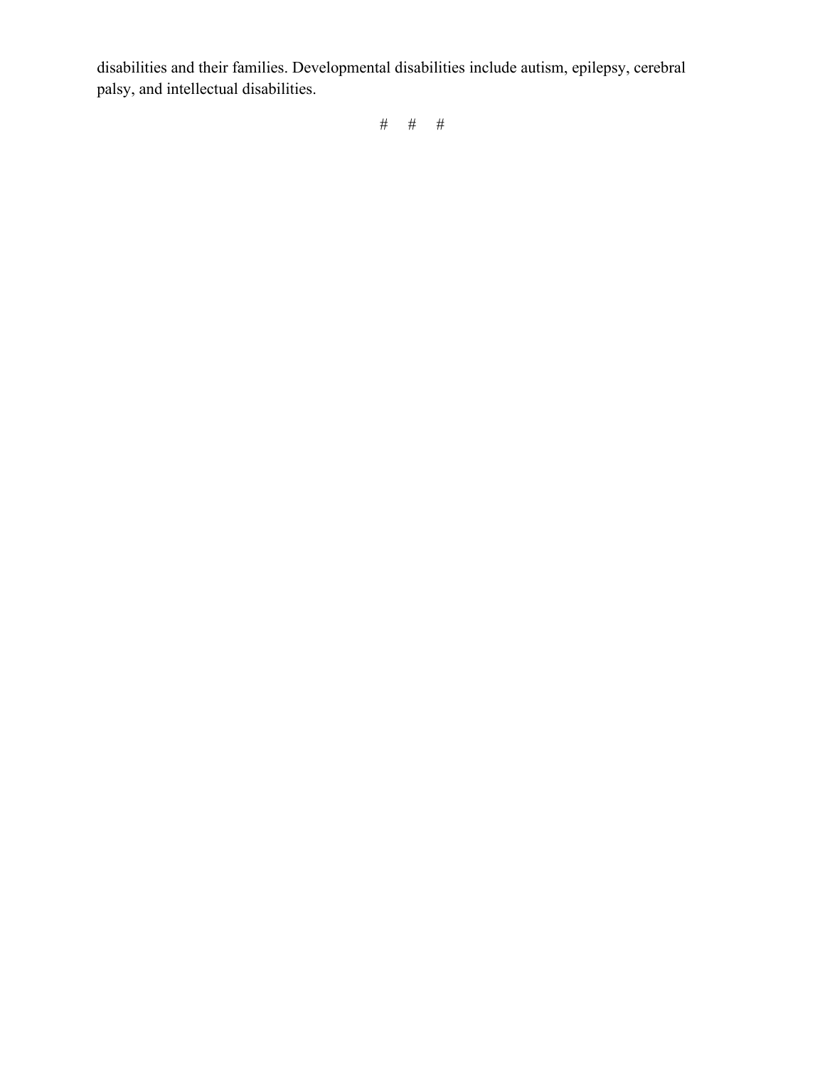disabilities and their families. Developmental disabilities include autism, epilepsy, cerebral palsy, and intellectual disabilities.

# # #